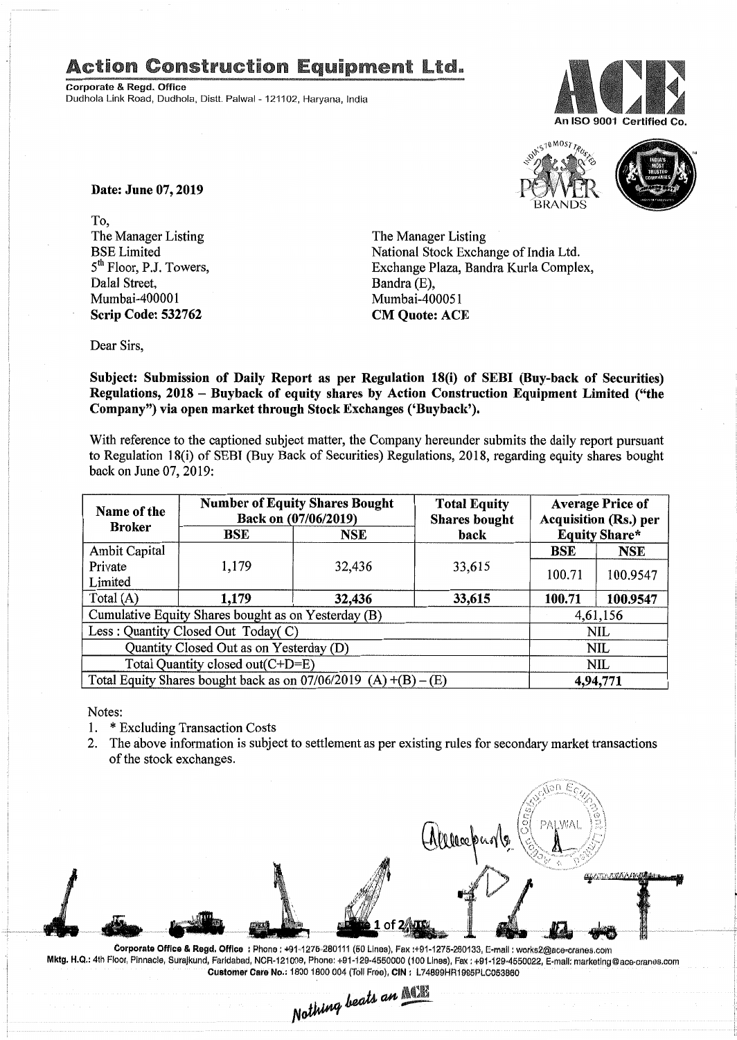# Action Construction Equipment Ltd.

**Corporate & Regd. Office**
Dudhola Link Road, Dudhola, Distt. Palwal - 121102, Haryana, India

An ISO 9001 Certified Co.

**Date: June 07, 2019**

To,
The Manager Listing
BSE Limited
5th Floor, P.J. Towers,
Dalal Street,
Mumbai-400001
**Scrip Code: 532762**

The Manager Listing
National Stock Exchange of India Ltd.
Exchange Plaza, Bandra Kurla Complex,
Bandra (E),
Mumbai-400051
**CM Quote: ACE**

Dear Sirs,

**Subject: Submission of Daily Report as per Regulation 18(i) of SEBI (Buy-back of Securities) Regulations, 2018 – Buyback of equity shares by Action Construction Equipment Limited ("the Company") via open market through Stock Exchanges ('Buyback').**

With reference to the captioned subject matter, the Company hereunder submits the daily report pursuant to Regulation 18(i) of SEBI (Buy Back of Securities) Regulations, 2018, regarding equity shares bought back on June 07, 2019:

| Name of the Broker | Number of Equity Shares Bought Back on (07/06/2019) | | Total Equity Shares bought back | Average Price of Acquisition (Rs.) per Equity Share* | |
|---|---|---|---|---|---|
| | BSE | NSE | | BSE | NSE |
| Ambit Capital Private Limited | 1,179 | 32,436 | 33,615 | 100.71 | 100.9547 |
| Total (A) | **1,179** | **32,436** | **33,615** | **100.71** | **100.9547** |
| Cumulative Equity Shares bought as on Yesterday (B) | | | | 4,61,156 | |
| Less : Quantity Closed Out Today( C) | | | | NIL | |
| Quantity Closed Out as on Yesterday (D) | | | | NIL | |
| Total Quantity closed out(C+D=E) | | | | NIL | |
| Total Equity Shares bought back as on 07/06/2019 (A) +(B) – (E) | | | | **4,94,771** | |

Notes:
1. * Excluding Transaction Costs
2. The above information is subject to settlement as per existing rules for secondary market transactions of the stock exchanges.

**Corporate Office & Regd. Office** : Phone : +91-1275-280111 (50 Lines), Fax :+91-1275-280133, E-mail : works2@ace-cranes.com
**Mktg. H.Q.:** 4th Floor, Pinnacle, Surajkund, Faridabad, NCR-121009, Phone: +91-129-4550000 (100 Lines), Fax : +91-129-4550022, E-mail: marketing@ace-cranes.com
**Customer Care No.:** 1800 1800 004 (Toll Free), **CIN :** L74899HR1995PLC053860

*Nothing beats an ACE*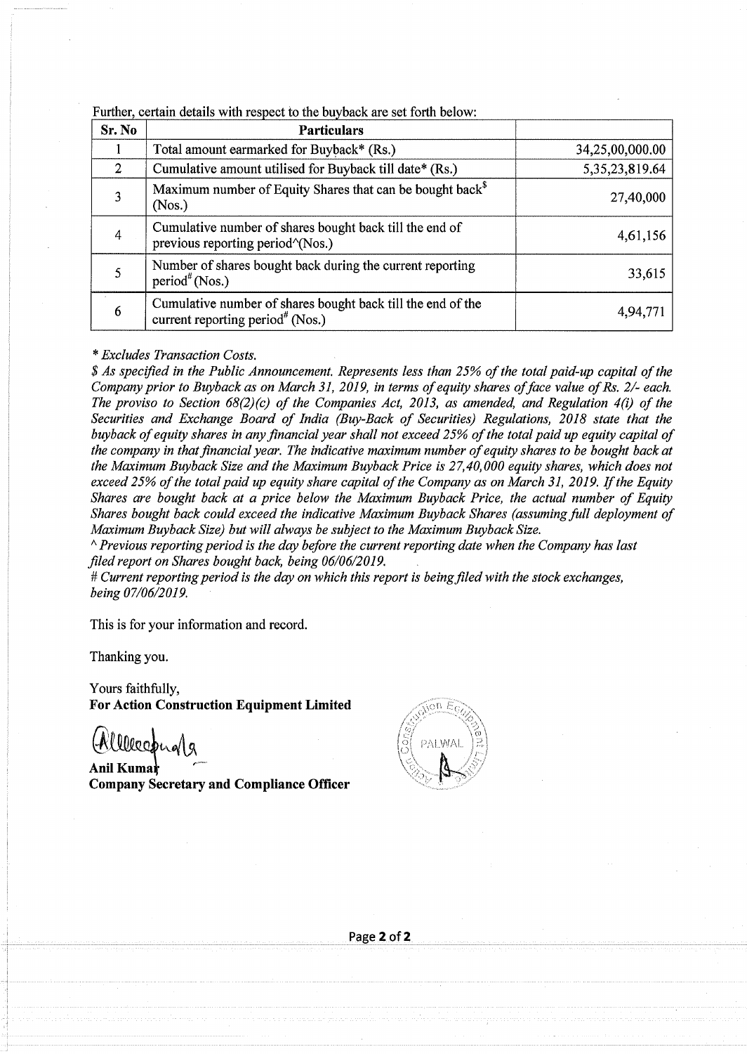Further, certain details with respect to the buyback are set forth below:

| Sr. No | Particulars | |
|---|---|---|
| 1 | Total amount earmarked for Buyback* (Rs.) | 34,25,00,000.00 |
| 2 | Cumulative amount utilised for Buyback till date* (Rs.) | 5,35,23,819.64 |
| 3 | Maximum number of Equity Shares that can be bought back$ (Nos.) | 27,40,000 |
| 4 | Cumulative number of shares bought back till the end of previous reporting period^(Nos.) | 4,61,156 |
| 5 | Number of shares bought back during the current reporting period# (Nos.) | 33,615 |
| 6 | Cumulative number of shares bought back till the end of the current reporting period# (Nos.) | 4,94,771 |

*\* Excludes Transaction Costs.*

*$ As specified in the Public Announcement. Represents less than 25% of the total paid-up capital of the Company prior to Buyback as on March 31, 2019, in terms of equity shares of face value of Rs. 2/- each. The proviso to Section 68(2)(c) of the Companies Act, 2013, as amended, and Regulation 4(i) of the Securities and Exchange Board of India (Buy-Back of Securities) Regulations, 2018 state that the buyback of equity shares in any financial year shall not exceed 25% of the total paid up equity capital of the company in that financial year. The indicative maximum number of equity shares to be bought back at the Maximum Buyback Size and the Maximum Buyback Price is 27,40,000 equity shares, which does not exceed 25% of the total paid up equity share capital of the Company as on March 31, 2019. If the Equity Shares are bought back at a price below the Maximum Buyback Price, the actual number of Equity Shares bought back could exceed the indicative Maximum Buyback Shares (assuming full deployment of Maximum Buyback Size) but will always be subject to the Maximum Buyback Size.*

*^ Previous reporting period is the day before the current reporting date when the Company has last filed report on Shares bought back, being 06/06/2019.*

*# Current reporting period is the day on which this report is being filed with the stock exchanges, being 07/06/2019.*

This is for your information and record.

Thanking you.

Yours faithfully,

**For Action Construction Equipment Limited**

**Anil Kumar**

**Company Secretary and Compliance Officer**